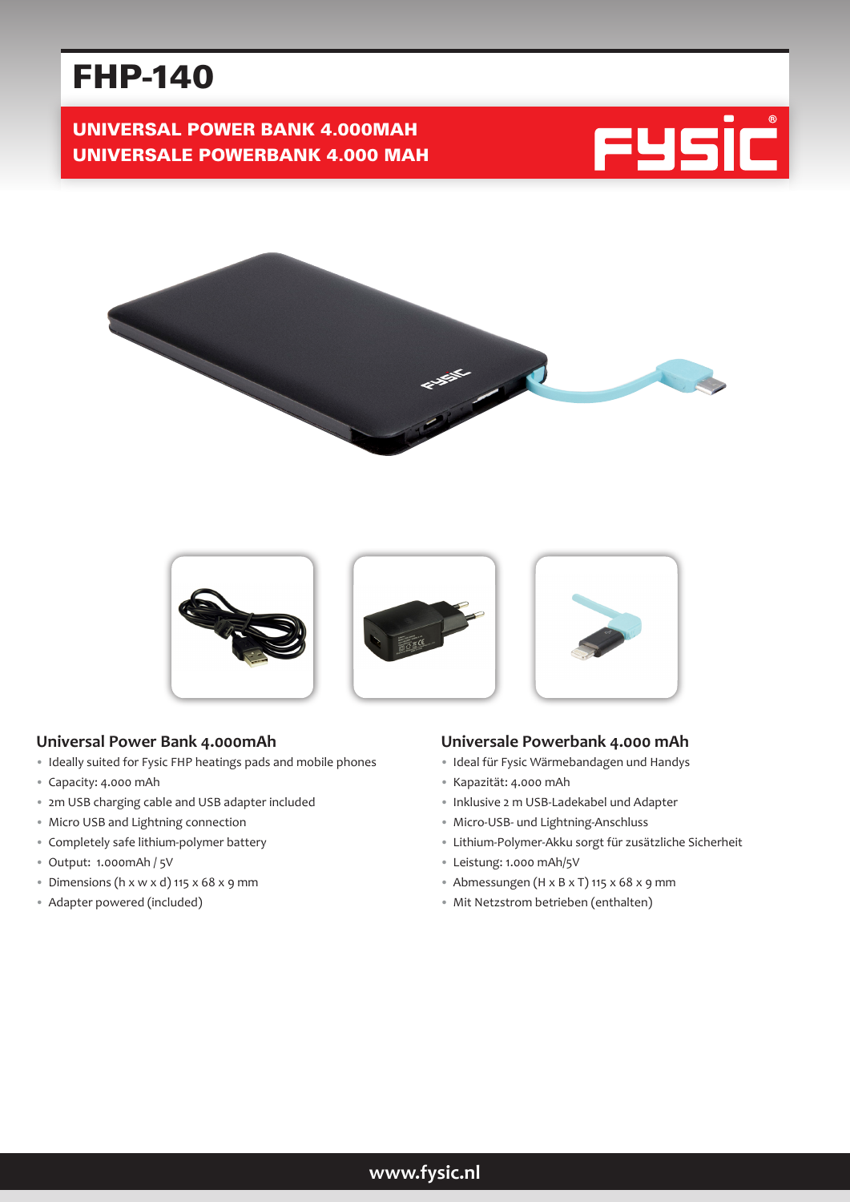# FHP-140

## UNIVERSAL POWER BANK 4.000MAH
## UNIVERSALE POWERBANK 4.000 MAH

### Universal Power Bank 4.000mAh

- Ideally suited for Fysic FHP heatings pads and mobile phones
- Capacity: 4.000 mAh
- 2m USB charging cable and USB adapter included
- Micro USB and Lightning connection
- Completely safe lithium-polymer battery
- Output: 1.000mAh / 5V
- Dimensions (h x w x d) 115 x 68 x 9 mm
- Adapter powered (included)

### Universale Powerbank 4.000 mAh

- Ideal für Fysic Wärmebandagen und Handys
- Kapazität: 4.000 mAh
- Inklusive 2 m USB-Ladekabel und Adapter
- Micro-USB- und Lightning-Anschluss
- Lithium-Polymer-Akku sorgt für zusätzliche Sicherheit
- Leistung: 1.000 mAh/5V
- Abmessungen (H x B x T) 115 x 68 x 9 mm
- Mit Netzstrom betrieben (enthalten)

www.fysic.nl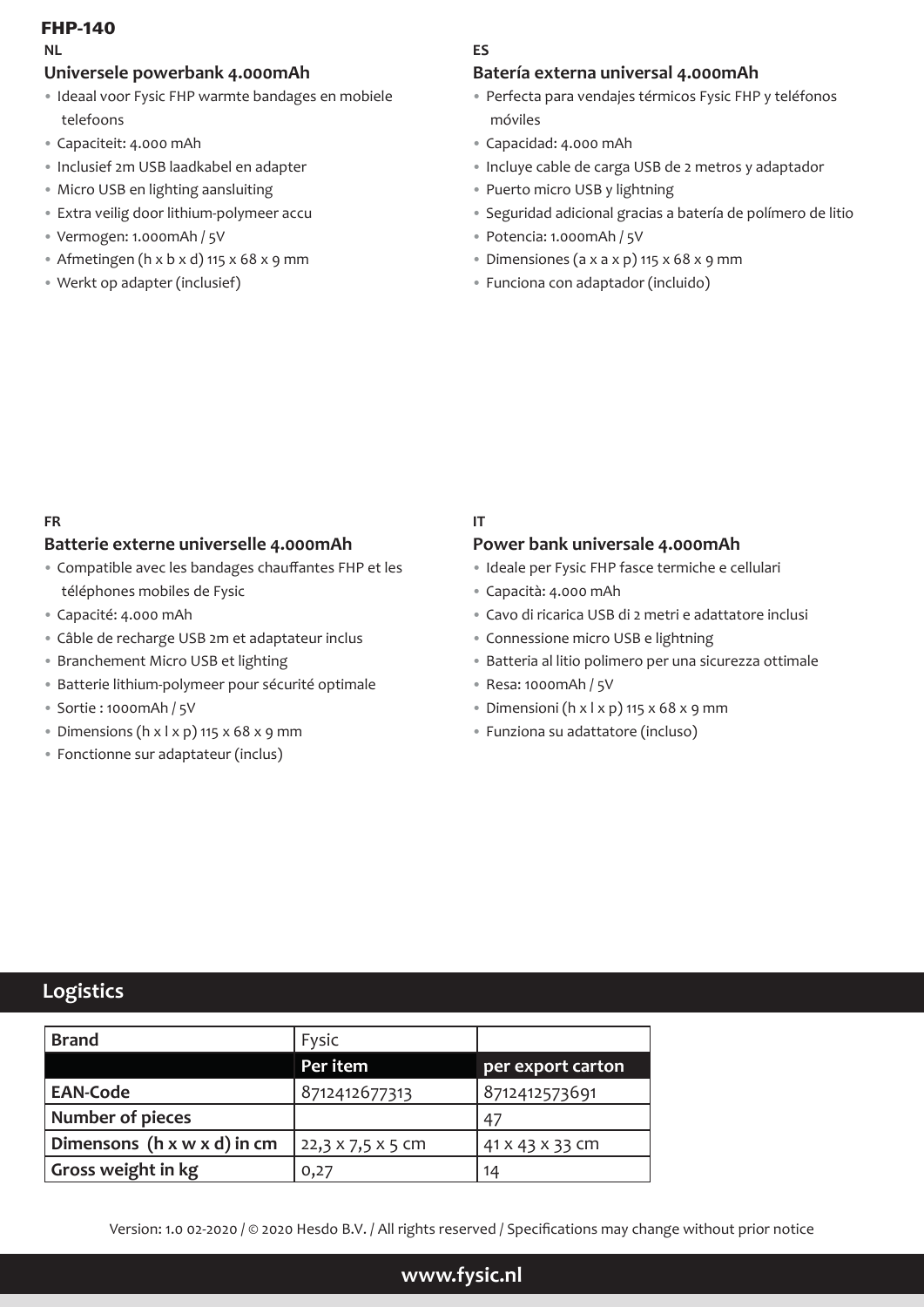**FHP-140**

**NL**

### Universele powerbank 4.000mAh

- Ideaal voor Fysic FHP warmte bandages en mobiele telefoons
- Capaciteit: 4.000 mAh
- Inclusief 2m USB laadkabel en adapter
- Micro USB en lighting aansluiting
- Extra veilig door lithium-polymeer accu
- Vermogen: 1.000mAh / 5V
- Afmetingen (h x b x d) 115 x 68 x 9 mm
- Werkt op adapter (inclusief)

**ES**

### Batería externa universal 4.000mAh

- Perfecta para vendajes térmicos Fysic FHP y teléfonos móviles
- Capacidad: 4.000 mAh
- Incluye cable de carga USB de 2 metros y adaptador
- Puerto micro USB y lightning
- Seguridad adicional gracias a batería de polímero de litio
- Potencia: 1.000mAh / 5V
- Dimensiones (a x a x p) 115 x 68 x 9 mm
- Funciona con adaptador (incluido)

**FR**

### Batterie externe universelle 4.000mAh

- Compatible avec les bandages chauffantes FHP et les téléphones mobiles de Fysic
- Capacité: 4.000 mAh
- Câble de recharge USB 2m et adaptateur inclus
- Branchement Micro USB et lighting
- Batterie lithium-polymeer pour sécurité optimale
- Sortie : 1000mAh / 5V
- Dimensions (h x l x p) 115 x 68 x 9 mm
- Fonctionne sur adaptateur (inclus)

**IT**

### Power bank universale 4.000mAh

- Ideale per Fysic FHP fasce termiche e cellulari
- Capacità: 4.000 mAh
- Cavo di ricarica USB di 2 metri e adattatore inclusi
- Connessione micro USB e lightning
- Batteria al litio polimero per una sicurezza ottimale
- Resa: 1000mAh / 5V
- Dimensioni (h x l x p) 115 x 68 x 9 mm
- Funziona su adattatore (incluso)

## Logistics

| Brand | Fysic | |
|---|---|---|
| | **Per item** | **per export carton** |
| **EAN-Code** | 8712412677313 | 8712412573691 |
| **Number of pieces** | | 47 |
| **Dimensons (h x w x d) in cm** | 22,3 x 7,5 x 5 cm | 41 x 43 x 33 cm |
| **Gross weight in kg** | 0,27 | 14 |

Version: 1.0 02-2020 / © 2020 Hesdo B.V. / All rights reserved / Specifications may change without prior notice

**www.fysic.nl**